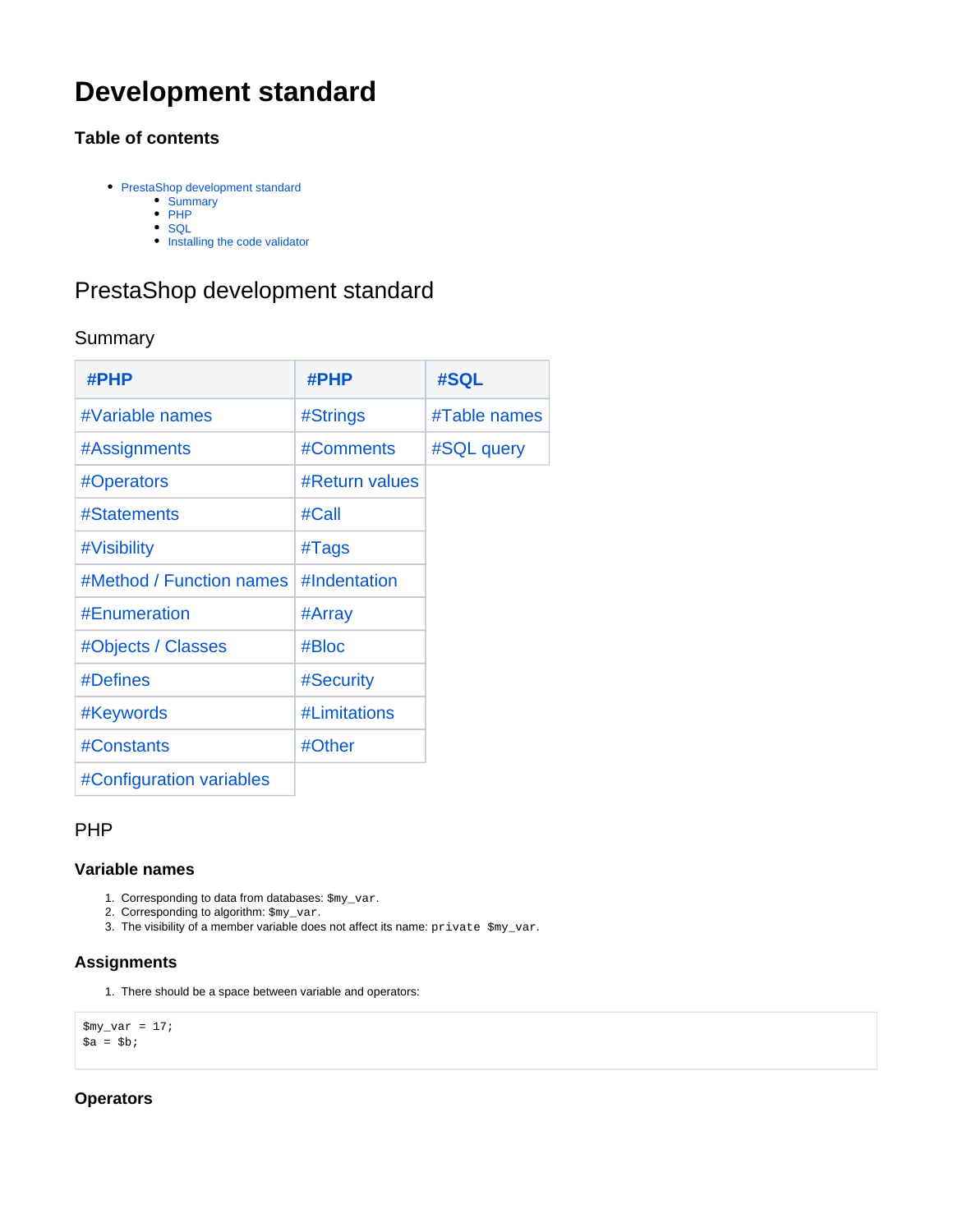# Development standard

### Table of contents

- PrestaShop development standard
  - Summary
  - PHP
  - SQL
  - Installing the code validator

## PrestaShop development standard

### Summary

| #PHP | #PHP | #SQL |
|---|---|---|
| #Variable names | #Strings | #Table names |
| #Assignments | #Comments | #SQL query |
| #Operators | #Return values | |
| #Statements | #Call | |
| #Visibility | #Tags | |
| #Method / Function names | #Indentation | |
| #Enumeration | #Array | |
| #Objects / Classes | #Bloc | |
| #Defines | #Security | |
| #Keywords | #Limitations | |
| #Constants | #Other | |
| #Configuration variables | | |

### PHP

#### Variable names

1. Corresponding to data from databases: `$my_var`.
2. Corresponding to algorithm: `$my_var`.
3. The visibility of a member variable does not affect its name: `private $my_var`.

#### Assignments

1. There should be a space between variable and operators:

```
$my_var = 17;
$a = $b;
```

#### Operators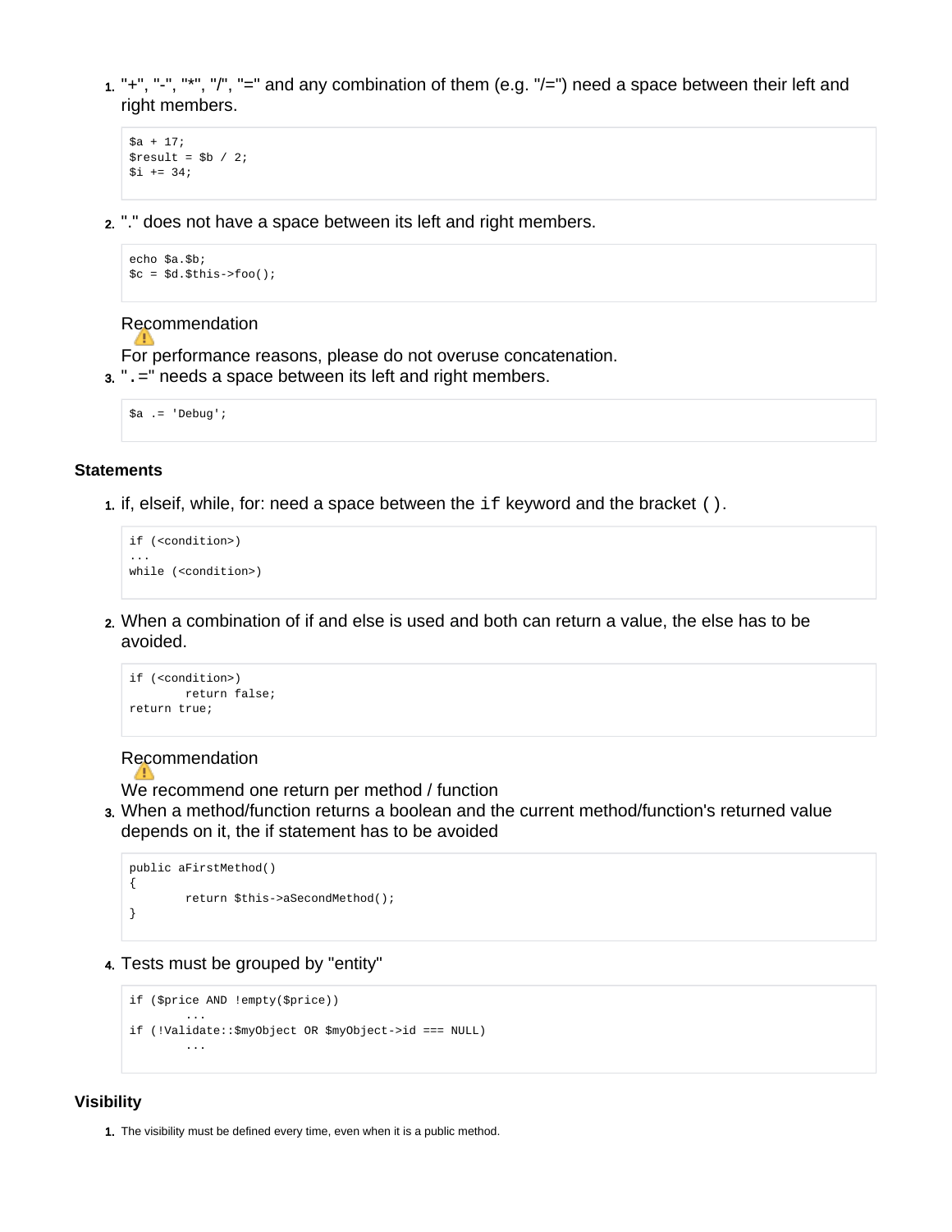1. "+", "-", "*", "/", "=" and any combination of them (e.g. "/=") need a space between their left and right members.

```
$a + 17;
$result = $b / 2;
$i += 34;
```

2. "." does not have a space between its left and right members.

```
echo $a.$b;
$c = $d.$this->foo();
```

Recommendation

For performance reasons, please do not overuse concatenation.

3. "`.=`" needs a space between its left and right members.

```
$a .= 'Debug';
```

#### Statements

1. if, elseif, while, for: need a space between the `if` keyword and the bracket `()`.

```
if (<condition>)
...
while (<condition>)
```

2. When a combination of if and else is used and both can return a value, the else has to be avoided.

```
if (<condition>)
        return false;
return true;
```

Recommendation

We recommend one return per method / function

3. When a method/function returns a boolean and the current method/function's returned value depends on it, the if statement has to be avoided

```
public aFirstMethod()
{
        return $this->aSecondMethod();
}
```

4. Tests must be grouped by "entity"

```
if ($price AND !empty($price))
        ...
if (!Validate::$myObject OR $myObject->id === NULL)
        ...
```

#### Visibility

1. The visibility must be defined every time, even when it is a public method.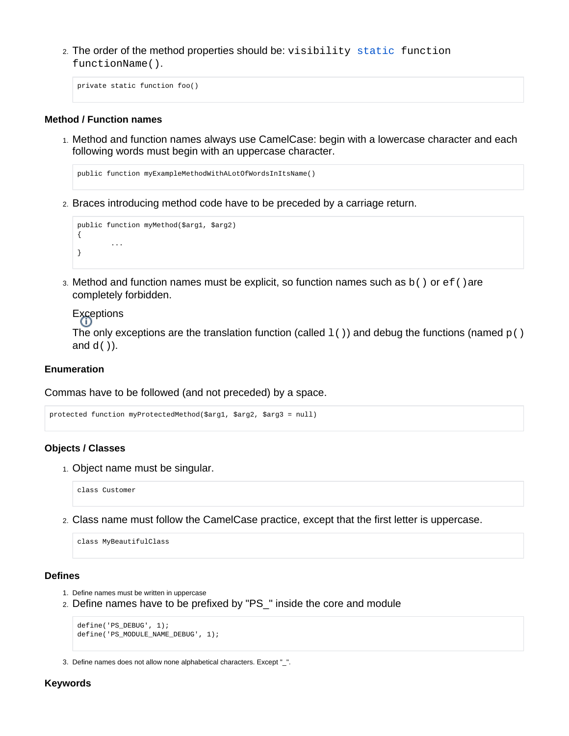2. The order of the method properties should be: `visibility static function functionName()`.

```
private static function foo()
```

### Method / Function names

1. Method and function names always use CamelCase: begin with a lowercase character and each following words must begin with an uppercase character.

```
public function myExampleMethodWithALotOfWordsInItsName()
```

2. Braces introducing method code have to be preceded by a carriage return.

```
public function myMethod($arg1, $arg2)
{
        ...
}
```

3. Method and function names must be explicit, so function names such as `b()` or `ef()` are completely forbidden.

   Exceptions
   The only exceptions are the translation function (called `l()`) and debug the functions (named `p()` and `d()`).

### Enumeration

Commas have to be followed (and not preceded) by a space.

```
protected function myProtectedMethod($arg1, $arg2, $arg3 = null)
```

### Objects / Classes

1. Object name must be singular.

```
class Customer
```

2. Class name must follow the CamelCase practice, except that the first letter is uppercase.

```
class MyBeautifulClass
```

### Defines

1. Define names must be written in uppercase
2. Define names have to be prefixed by "PS_" inside the core and module

```
define('PS_DEBUG', 1);
define('PS_MODULE_NAME_DEBUG', 1);
```

3. Define names does not allow none alphabetical characters. Except "_".

### Keywords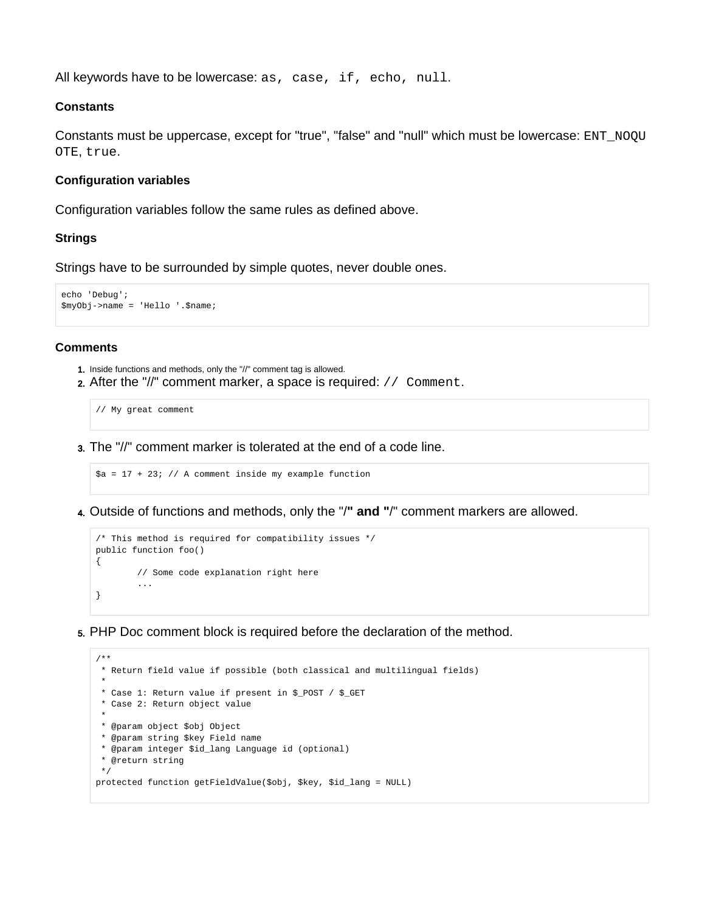All keywords have to be lowercase: `as, case, if, echo, null`.

#### Constants

Constants must be uppercase, except for "true", "false" and "null" which must be lowercase: `ENT_NOQUOTE`, `true`.

#### Configuration variables

Configuration variables follow the same rules as defined above.

#### Strings

Strings have to be surrounded by simple quotes, never double ones.

```
echo 'Debug';
$myObj->name = 'Hello '.$name;
```

#### Comments

1. Inside functions and methods, only the "//" comment tag is allowed.
2. After the "//" comment marker, a space is required: `// Comment`.

   ```
   // My great comment
   ```

3. The "//" comment marker is tolerated at the end of a code line.

   ```
   $a = 17 + 23; // A comment inside my example function
   ```

4. Outside of functions and methods, only the "/**" and "**/" comment markers are allowed.

   ```
   /* This method is required for compatibility issues */
   public function foo()
   {
           // Some code explanation right here
           ...
   }
   ```

5. PHP Doc comment block is required before the declaration of the method.

   ```
   /**
    * Return field value if possible (both classical and multilingual fields)
    *
    * Case 1: Return value if present in $_POST / $_GET
    * Case 2: Return object value
    *
    * @param object $obj Object
    * @param string $key Field name
    * @param integer $id_lang Language id (optional)
    * @return string
    */
   protected function getFieldValue($obj, $key, $id_lang = NULL)
   ```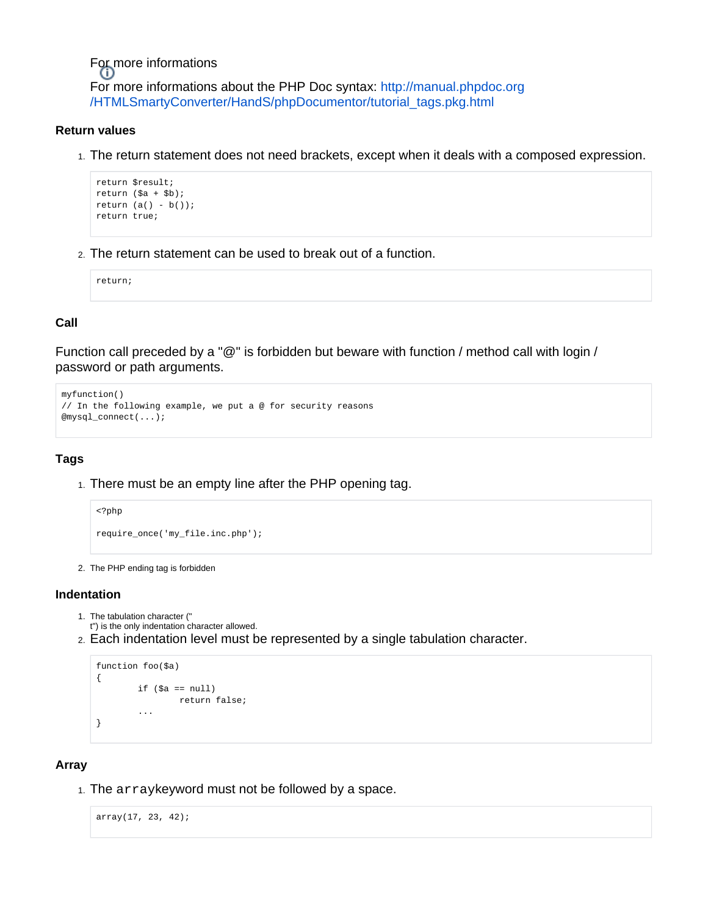For more informations

For more informations about the PHP Doc syntax: http://manual.phpdoc.org/HTMLSmartyConverter/HandS/phpDocumentor/tutorial_tags.pkg.html

### Return values

1. The return statement does not need brackets, except when it deals with a composed expression.

```
return $result;
return ($a + $b);
return (a() - b());
return true;
```

2. The return statement can be used to break out of a function.

```
return;
```

### Call

Function call preceded by a "@" is forbidden but beware with function / method call with login / password or path arguments.

```
myfunction()
// In the following example, we put a @ for security reasons
@mysql_connect(...);
```

### Tags

1. There must be an empty line after the PHP opening tag.

```
<?php

require_once('my_file.inc.php');
```

2. The PHP ending tag is forbidden

### Indentation

1. The tabulation character ("
t") is the only indentation character allowed.
2. Each indentation level must be represented by a single tabulation character.

```
function foo($a)
{
	if ($a == null)
		return false;
	...
}
```

### Array

1. The `array`keyword must not be followed by a space.

```
array(17, 23, 42);
```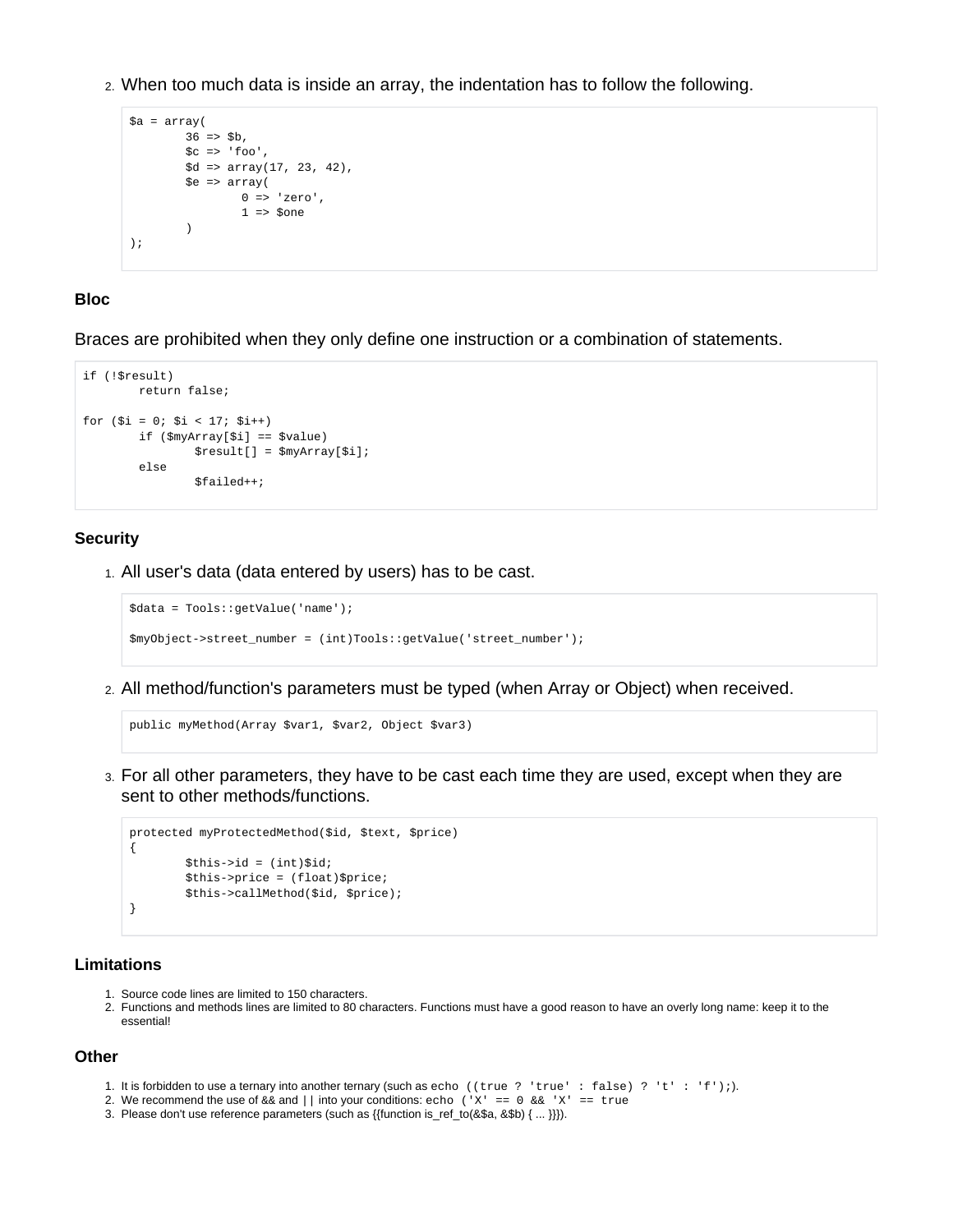2. When too much data is inside an array, the indentation has to follow the following.

```
$a = array(
        36 => $b,
        $c => 'foo',
        $d => array(17, 23, 42),
        $e => array(
                0 => 'zero',
                1 => $one
        )
);
```

### Bloc

Braces are prohibited when they only define one instruction or a combination of statements.

```
if (!$result)
        return false;

for ($i = 0; $i < 17; $i++)
        if ($myArray[$i] == $value)
                $result[] = $myArray[$i];
        else
                $failed++;
```

### Security

1. All user's data (data entered by users) has to be cast.

```
$data = Tools::getValue('name');

$myObject->street_number = (int)Tools::getValue('street_number');
```

2. All method/function's parameters must be typed (when Array or Object) when received.

```
public myMethod(Array $var1, $var2, Object $var3)
```

3. For all other parameters, they have to be cast each time they are used, except when they are sent to other methods/functions.

```
protected myProtectedMethod($id, $text, $price)
{
        $this->id = (int)$id;
        $this->price = (float)$price;
        $this->callMethod($id, $price);
}
```

### Limitations

1. Source code lines are limited to 150 characters.
2. Functions and methods lines are limited to 80 characters. Functions must have a good reason to have an overly long name: keep it to the essential!

### Other

1. It is forbidden to use a ternary into another ternary (such as `echo ((true ? 'true' : false) ? 't' : 'f');`).
2. We recommend the use of && and || into your conditions: `echo ('X' == 0 && 'X' == true`
3. Please don't use reference parameters (such as {{function is_ref_to(&$a, &$b) { ... }}}).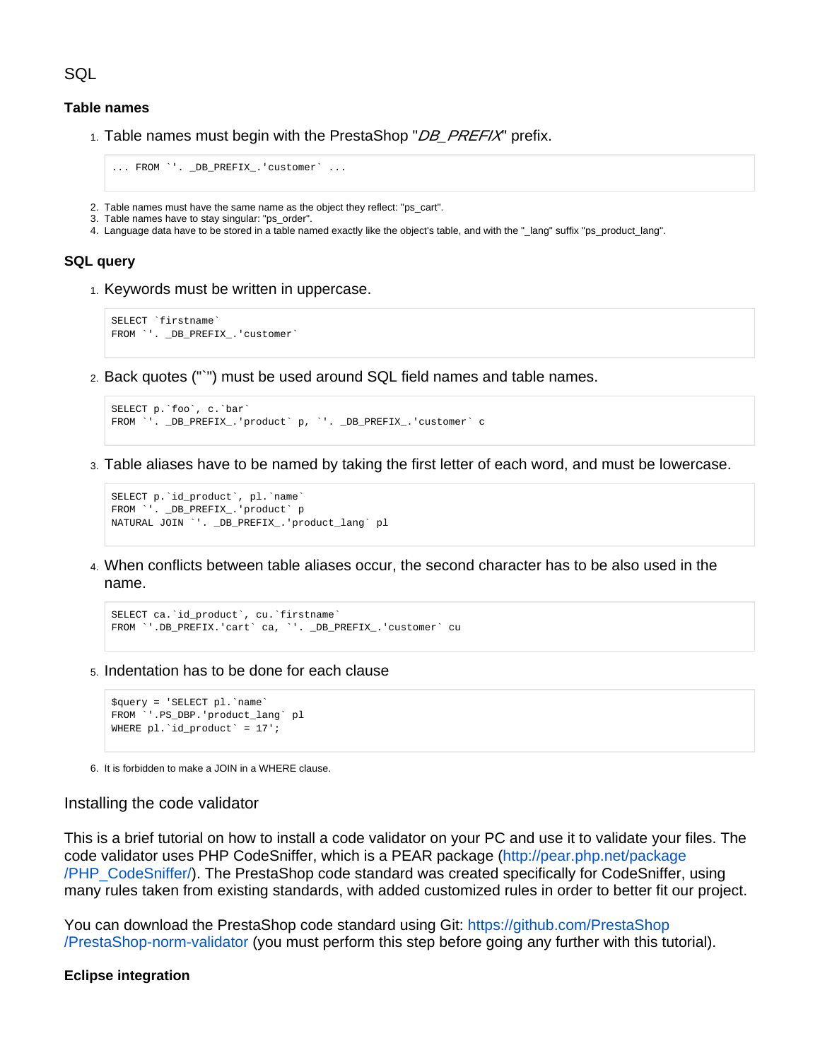## SQL

### Table names

1. Table names must begin with the PrestaShop "*DB_PREFIX*" prefix.

```
... FROM `'. _DB_PREFIX_.'customer` ...
```

2. Table names must have the same name as the object they reflect: "ps_cart".
3. Table names have to stay singular: "ps_order".
4. Language data have to be stored in a table named exactly like the object's table, and with the "_lang" suffix "ps_product_lang".

### SQL query

1. Keywords must be written in uppercase.

```
SELECT `firstname`
FROM `'. _DB_PREFIX_.'customer`
```

2. Back quotes ("`") must be used around SQL field names and table names.

```
SELECT p.`foo`, c.`bar`
FROM `'. _DB_PREFIX_.'product` p, `'. _DB_PREFIX_.'customer` c
```

3. Table aliases have to be named by taking the first letter of each word, and must be lowercase.

```
SELECT p.`id_product`, pl.`name`
FROM `'. _DB_PREFIX_.'product` p
NATURAL JOIN `'. _DB_PREFIX_.'product_lang` pl
```

4. When conflicts between table aliases occur, the second character has to be also used in the name.

```
SELECT ca.`id_product`, cu.`firstname`
FROM `'.DB_PREFIX.'cart` ca, `'. _DB_PREFIX_.'customer` cu
```

5. Indentation has to be done for each clause

```
$query = 'SELECT pl.`name`
FROM `'.PS_DBP.'product_lang` pl
WHERE pl.`id_product` = 17';
```

6. It is forbidden to make a JOIN in a WHERE clause.

## Installing the code validator

This is a brief tutorial on how to install a code validator on your PC and use it to validate your files. The code validator uses PHP CodeSniffer, which is a PEAR package (http://pear.php.net/package/PHP_CodeSniffer/). The PrestaShop code standard was created specifically for CodeSniffer, using many rules taken from existing standards, with added customized rules in order to better fit our project.

You can download the PrestaShop code standard using Git: https://github.com/PrestaShop/PrestaShop-norm-validator (you must perform this step before going any further with this tutorial).

### Eclipse integration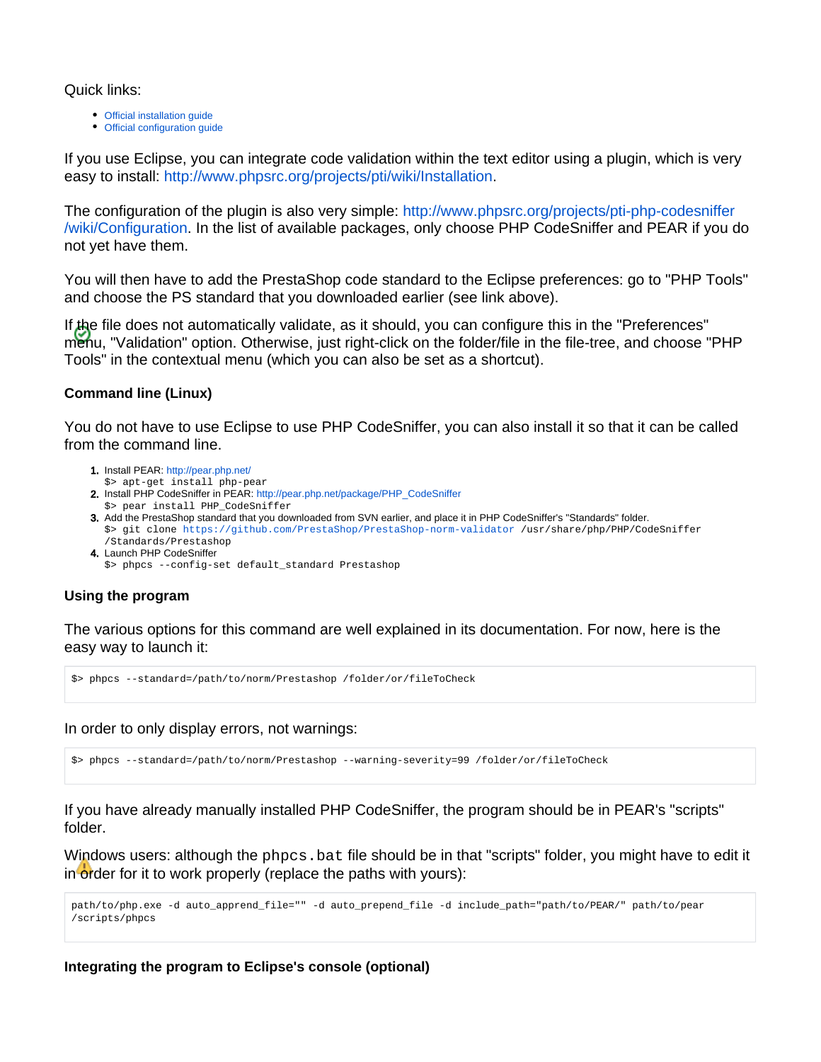Quick links:

- Official installation guide
- Official configuration guide

If you use Eclipse, you can integrate code validation within the text editor using a plugin, which is very easy to install: http://www.phpsrc.org/projects/pti/wiki/Installation.

The configuration of the plugin is also very simple: http://www.phpsrc.org/projects/pti-php-codesniffer/wiki/Configuration. In the list of available packages, only choose PHP CodeSniffer and PEAR if you do not yet have them.

You will then have to add the PrestaShop code standard to the Eclipse preferences: go to "PHP Tools" and choose the PS standard that you downloaded earlier (see link above).

If the file does not automatically validate, as it should, you can configure this in the "Preferences" menu, "Validation" option. Otherwise, just right-click on the folder/file in the file-tree, and choose "PHP Tools" in the contextual menu (which you can also be set as a shortcut).

#### Command line (Linux)

You do not have to use Eclipse to use PHP CodeSniffer, you can also install it so that it can be called from the command line.

1. Install PEAR: http://pear.php.net/
   `$> apt-get install php-pear`
2. Install PHP CodeSniffer in PEAR: http://pear.php.net/package/PHP_CodeSniffer
   `$> pear install PHP_CodeSniffer`
3. Add the PrestaShop standard that you downloaded from SVN earlier, and place it in PHP CodeSniffer's "Standards" folder.
   `$> git clone https://github.com/PrestaShop/PrestaShop-norm-validator /usr/share/php/PHP/CodeSniffer/Standards/Prestashop`
4. Launch PHP CodeSniffer
   `$> phpcs --config-set default_standard Prestashop`

#### Using the program

The various options for this command are well explained in its documentation. For now, here is the easy way to launch it:

```
$> phpcs --standard=/path/to/norm/Prestashop /folder/or/fileToCheck
```

In order to only display errors, not warnings:

```
$> phpcs --standard=/path/to/norm/Prestashop --warning-severity=99 /folder/or/fileToCheck
```

If you have already manually installed PHP CodeSniffer, the program should be in PEAR's "scripts" folder.

Windows users: although the `phpcs.bat` file should be in that "scripts" folder, you might have to edit it in order for it to work properly (replace the paths with yours):

```
path/to/php.exe -d auto_append_file="" -d auto_prepend_file -d include_path="path/to/PEAR/" path/to/pear/scripts/phpcs
```

#### Integrating the program to Eclipse's console (optional)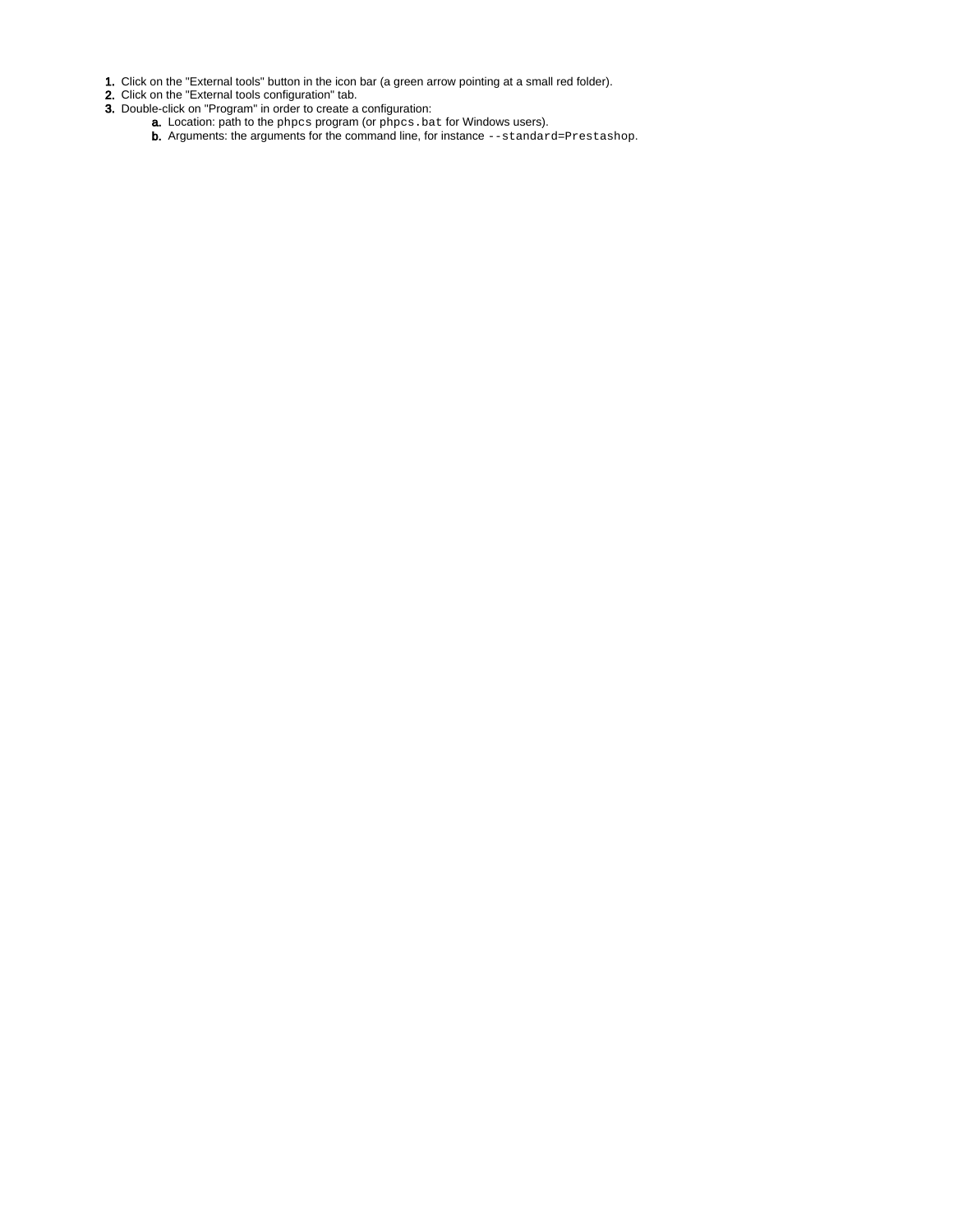1. Click on the "External tools" button in the icon bar (a green arrow pointing at a small red folder).
2. Click on the "External tools configuration" tab.
3. Double-click on "Program" in order to create a configuration:
    a. Location: path to the `phpcs` program (or `phpcs.bat` for Windows users).
    b. Arguments: the arguments for the command line, for instance `--standard=Prestashop`.